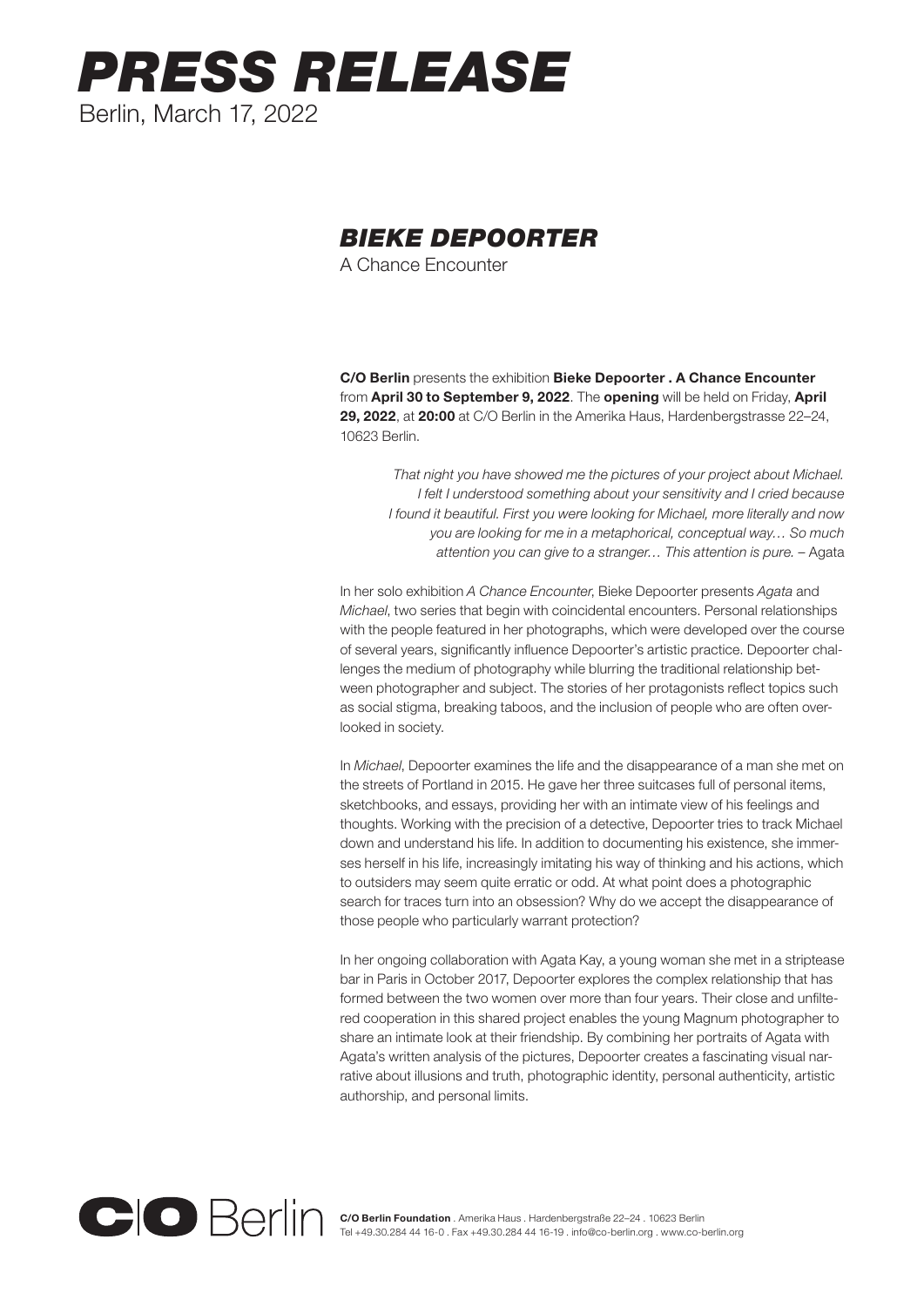# *PRESS RELEASE*

Berlin, March 17, 2022

## *BIEKE DEPOORTER*

A Chance Encounter

**C/O Berlin** presents the exhibition **Bieke Depoorter . A Chance Encounter** from **April 30 to September 9, 2022**. The **opening** will be held on Friday, **April 29, 2022**, at **20:00** at C/O Berlin in the Amerika Haus, Hardenbergstrasse 22–24, 10623 Berlin.

> *That night you have showed me the pictures of your project about Michael. I felt I understood something about your sensitivity and I cried because I found it beautiful. First you were looking for Michael, more literally and now you are looking for me in a metaphorical, conceptual way… So much attention you can give to a stranger… This attention is pure.* – Agata

In her solo exhibition *A Chance Encounter*, Bieke Depoorter presents *Agata* and *Michael*, two series that begin with coincidental encounters. Personal relationships with the people featured in her photographs, which were developed over the course of several years, significantly influence Depoorter's artistic practice. Depoorter challenges the medium of photography while blurring the traditional relationship between photographer and subject. The stories of her protagonists reflect topics such as social stigma, breaking taboos, and the inclusion of people who are often overlooked in society.

In *Michael*, Depoorter examines the life and the disappearance of a man she met on the streets of Portland in 2015. He gave her three suitcases full of personal items, sketchbooks, and essays, providing her with an intimate view of his feelings and thoughts. Working with the precision of a detective, Depoorter tries to track Michael down and understand his life. In addition to documenting his existence, she immerses herself in his life, increasingly imitating his way of thinking and his actions, which to outsiders may seem quite erratic or odd. At what point does a photographic search for traces turn into an obsession? Why do we accept the disappearance of those people who particularly warrant protection?

In her ongoing collaboration with Agata Kay, a young woman she met in a striptease bar in Paris in October 2017, Depoorter explores the complex relationship that has formed between the two women over more than four years. Their close and unfiltered cooperation in this shared project enables the young Magnum photographer to share an intimate look at their friendship. By combining her portraits of Agata with Agata's written analysis of the pictures, Depoorter creates a fascinating visual narrative about illusions and truth, photographic identity, personal authenticity, artistic authorship, and personal limits.

**C/O Berlin Foundation** . Amerika Haus . Hardenbergstraße 22–24 . 10623 Berlin
Tel +49.30.284 44 16-0 . Fax +49.30.284 44 16-19 . info@co-berlin.org . www.co-berlin.org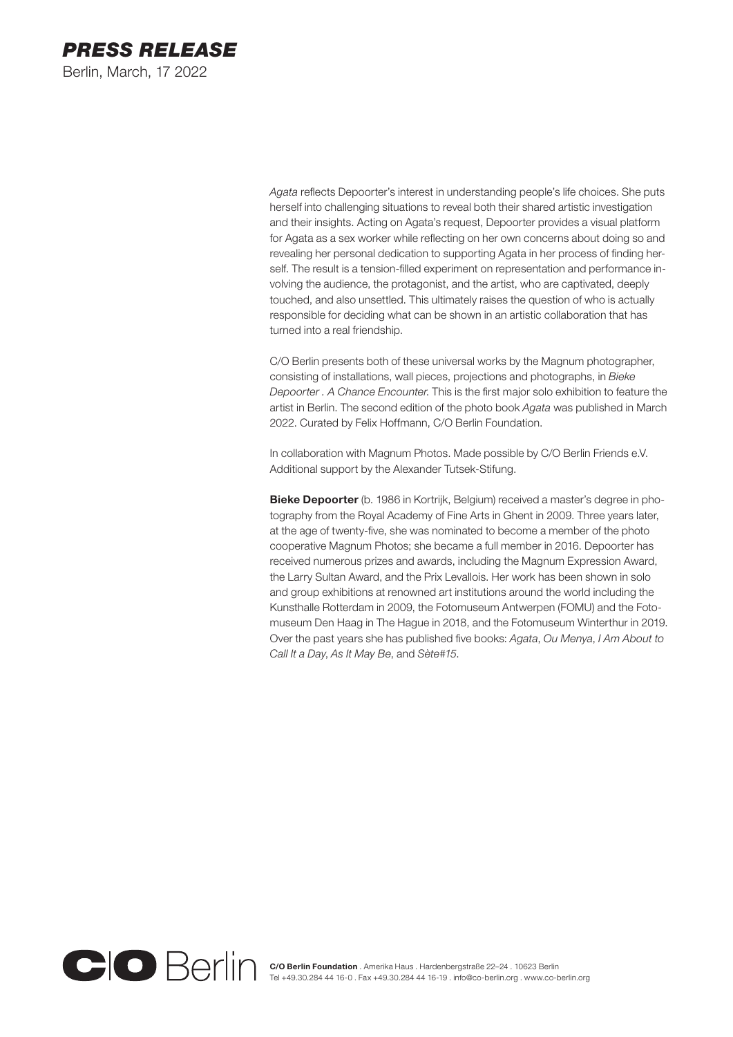*Agata* reflects Depoorter's interest in understanding people's life choices. She puts herself into challenging situations to reveal both their shared artistic investigation and their insights. Acting on Agata's request, Depoorter provides a visual platform for Agata as a sex worker while reflecting on her own concerns about doing so and revealing her personal dedication to supporting Agata in her process of finding herself. The result is a tension-filled experiment on representation and performance involving the audience, the protagonist, and the artist, who are captivated, deeply touched, and also unsettled. This ultimately raises the question of who is actually responsible for deciding what can be shown in an artistic collaboration that has turned into a real friendship.

C/O Berlin presents both of these universal works by the Magnum photographer, consisting of installations, wall pieces, projections and photographs, in *Bieke Depoorter . A Chance Encounter.* This is the first major solo exhibition to feature the artist in Berlin. The second edition of the photo book *Agata* was published in March 2022. Curated by Felix Hoffmann, C/O Berlin Foundation.

In collaboration with Magnum Photos. Made possible by C/O Berlin Friends e.V. Additional support by the Alexander Tutsek-Stifung.

**Bieke Depoorter** (b. 1986 in Kortrijk, Belgium) received a master's degree in photography from the Royal Academy of Fine Arts in Ghent in 2009. Three years later, at the age of twenty-five, she was nominated to become a member of the photo cooperative Magnum Photos; she became a full member in 2016. Depoorter has received numerous prizes and awards, including the Magnum Expression Award, the Larry Sultan Award, and the Prix Levallois. Her work has been shown in solo and group exhibitions at renowned art institutions around the world including the Kunsthalle Rotterdam in 2009, the Fotomuseum Antwerpen (FOMU) and the Fotomuseum Den Haag in The Hague in 2018, and the Fotomuseum Winterthur in 2019. Over the past years she has published five books: *Agata*, *Ou Menya*, *I Am About to Call It a Day*, *As It May Be*, and *Sète#15*.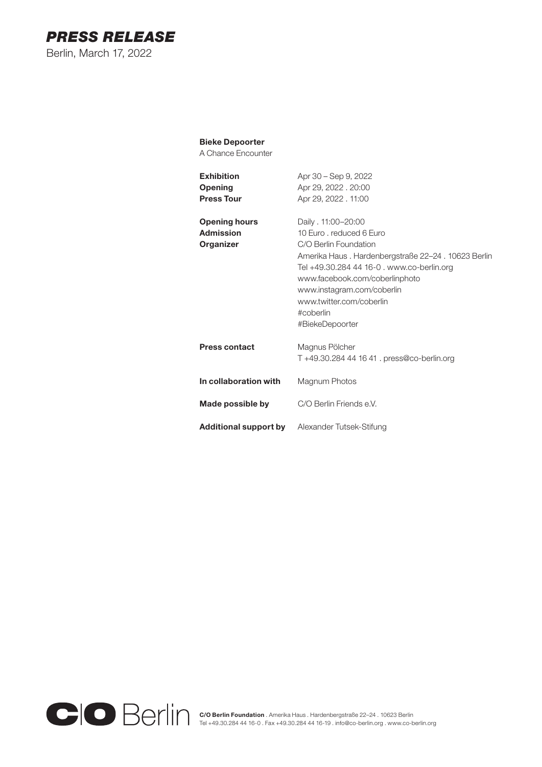# *PRESS RELEASE*

Berlin, March 17, 2022

**Bieke Depoorter**
A Chance Encounter

| | |
|---|---|
| **Exhibition** | Apr 30 – Sep 9, 2022 |
| **Opening** | Apr 29, 2022 . 20:00 |
| **Press Tour** | Apr 29, 2022 . 11:00 |
| **Opening hours** | Daily . 11:00–20:00 |
| **Admission** | 10 Euro . reduced 6 Euro |
| **Organizer** | C/O Berlin Foundation<br>Amerika Haus . Hardenbergstraße 22–24 . 10623 Berlin<br>Tel +49.30.284 44 16-0 . www.co-berlin.org<br>www.facebook.com/coberlinphoto<br>www.instagram.com/coberlin<br>www.twitter.com/coberlin<br>#coberlin<br>#BiekeDepoorter |
| **Press contact** | Magnus Pölcher<br>T +49.30.284 44 16 41 . press@co-berlin.org |
| **In collaboration with** | Magnum Photos |
| **Made possible by** | C/O Berlin Friends e.V. |
| **Additional support by** | Alexander Tutsek-Stifung |

C/O Berlin

**C/O Berlin Foundation** . Amerika Haus . Hardenbergstraße 22–24 . 10623 Berlin
Tel +49.30.284 44 16-0 . Fax +49.30.284 44 16-19 . info@co-berlin.org . www.co-berlin.org